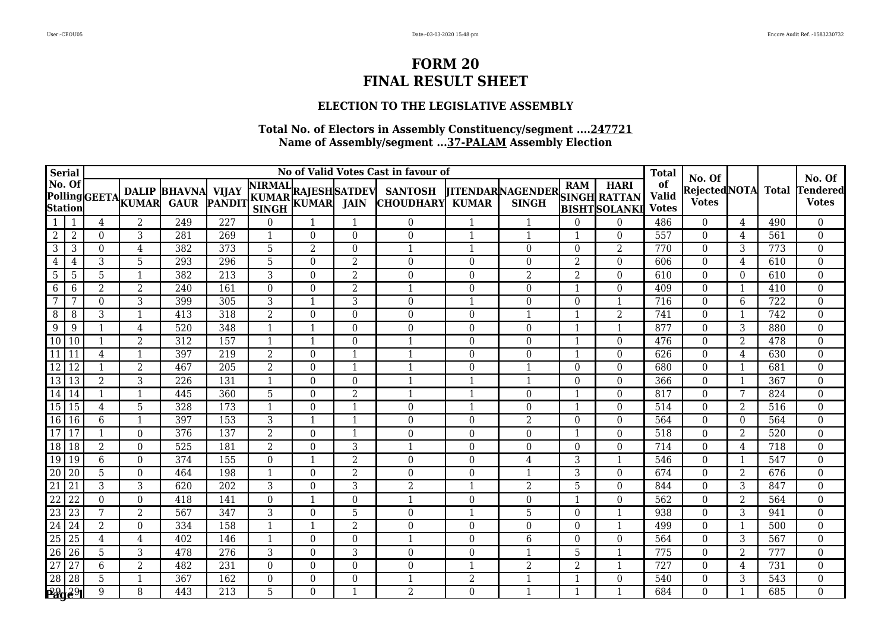# FORM 20
# FINAL RESULT SHEET

### ELECTION TO THE LEGISLATIVE ASSEMBLY

**Total No. of Electors in Assembly Constituency/segment ....247721**
**Name of Assembly/segment ...37-PALAM Assembly Election**

| Serial No. Of Polling Station | | No of Valid Votes Cast in favour of | | | | | | | | | | | | Total of Valid Votes | No. Of Rejected Votes | NOTA | Total | No. Of Tendered Votes |
|---|---|---|---|---|---|---|---|---|---|---|---|---|---|---|---|---|---|---|
| | | GEETA | DALIP KUMAR | BHAVNA GAUR | VIJAY PANDIT | NIRMAL KUMAR SINGH | RAJESH KUMAR | SATDEV JAIN | SANTOSH CHOUDHARY | JITENDAR KUMAR | NAGENDER SINGH | RAM SINGH BISHT | HARI RATTAN SOLANKI | | | | | |
| 1 | 1 | 4 | 2 | 249 | 227 | 0 | 1 | 1 | 0 | 1 | 1 | 0 | 0 | 486 | 0 | 4 | 490 | 0 |
| 2 | 2 | 0 | 3 | 281 | 269 | 1 | 0 | 0 | 0 | 1 | 1 | 1 | 0 | 557 | 0 | 4 | 561 | 0 |
| 3 | 3 | 0 | 4 | 382 | 373 | 5 | 2 | 0 | 1 | 1 | 0 | 0 | 2 | 770 | 0 | 3 | 773 | 0 |
| 4 | 4 | 3 | 5 | 293 | 296 | 5 | 0 | 2 | 0 | 0 | 0 | 2 | 0 | 606 | 0 | 4 | 610 | 0 |
| 5 | 5 | 5 | 1 | 382 | 213 | 3 | 0 | 2 | 0 | 0 | 2 | 2 | 0 | 610 | 0 | 0 | 610 | 0 |
| 6 | 6 | 2 | 2 | 240 | 161 | 0 | 0 | 2 | 1 | 0 | 0 | 1 | 0 | 409 | 0 | 1 | 410 | 0 |
| 7 | 7 | 0 | 3 | 399 | 305 | 3 | 1 | 3 | 0 | 1 | 0 | 0 | 1 | 716 | 0 | 6 | 722 | 0 |
| 8 | 8 | 3 | 1 | 413 | 318 | 2 | 0 | 0 | 0 | 0 | 1 | 1 | 2 | 741 | 0 | 1 | 742 | 0 |
| 9 | 9 | 1 | 4 | 520 | 348 | 1 | 1 | 0 | 0 | 0 | 0 | 1 | 1 | 877 | 0 | 3 | 880 | 0 |
| 10 | 10 | 1 | 2 | 312 | 157 | 1 | 1 | 0 | 1 | 0 | 0 | 1 | 0 | 476 | 0 | 2 | 478 | 0 |
| 11 | 11 | 4 | 1 | 397 | 219 | 2 | 0 | 1 | 1 | 0 | 0 | 1 | 0 | 626 | 0 | 4 | 630 | 0 |
| 12 | 12 | 1 | 2 | 467 | 205 | 2 | 0 | 1 | 1 | 0 | 1 | 0 | 0 | 680 | 0 | 1 | 681 | 0 |
| 13 | 13 | 2 | 3 | 226 | 131 | 1 | 0 | 0 | 1 | 1 | 1 | 0 | 0 | 366 | 0 | 1 | 367 | 0 |
| 14 | 14 | 1 | 1 | 445 | 360 | 5 | 0 | 2 | 1 | 1 | 0 | 1 | 0 | 817 | 0 | 7 | 824 | 0 |
| 15 | 15 | 4 | 5 | 328 | 173 | 1 | 0 | 1 | 0 | 1 | 0 | 1 | 0 | 514 | 0 | 2 | 516 | 0 |
| 16 | 16 | 6 | 1 | 397 | 153 | 3 | 1 | 1 | 0 | 0 | 2 | 0 | 0 | 564 | 0 | 0 | 564 | 0 |
| 17 | 17 | 1 | 0 | 376 | 137 | 2 | 0 | 1 | 0 | 0 | 0 | 1 | 0 | 518 | 0 | 2 | 520 | 0 |
| 18 | 18 | 2 | 0 | 525 | 181 | 2 | 0 | 3 | 1 | 0 | 0 | 0 | 0 | 714 | 0 | 4 | 718 | 0 |
| 19 | 19 | 6 | 0 | 374 | 155 | 0 | 1 | 2 | 0 | 0 | 4 | 3 | 1 | 546 | 0 | 1 | 547 | 0 |
| 20 | 20 | 5 | 0 | 464 | 198 | 1 | 0 | 2 | 0 | 0 | 1 | 3 | 0 | 674 | 0 | 2 | 676 | 0 |
| 21 | 21 | 3 | 3 | 620 | 202 | 3 | 0 | 3 | 2 | 1 | 2 | 5 | 0 | 844 | 0 | 3 | 847 | 0 |
| 22 | 22 | 0 | 0 | 418 | 141 | 0 | 1 | 0 | 1 | 0 | 0 | 1 | 0 | 562 | 0 | 2 | 564 | 0 |
| 23 | 23 | 7 | 2 | 567 | 347 | 3 | 0 | 5 | 0 | 1 | 5 | 0 | 1 | 938 | 0 | 3 | 941 | 0 |
| 24 | 24 | 2 | 0 | 334 | 158 | 1 | 1 | 2 | 0 | 0 | 0 | 0 | 1 | 499 | 0 | 1 | 500 | 0 |
| 25 | 25 | 4 | 4 | 402 | 146 | 1 | 0 | 0 | 1 | 0 | 6 | 0 | 0 | 564 | 0 | 3 | 567 | 0 |
| 26 | 26 | 5 | 3 | 478 | 276 | 3 | 0 | 3 | 0 | 0 | 1 | 5 | 1 | 775 | 0 | 2 | 777 | 0 |
| 27 | 27 | 6 | 2 | 482 | 231 | 0 | 0 | 0 | 0 | 1 | 2 | 2 | 1 | 727 | 0 | 4 | 731 | 0 |
| 28 | 28 | 5 | 1 | 367 | 162 | 0 | 0 | 0 | 1 | 2 | 1 | 1 | 0 | 540 | 0 | 3 | 543 | 0 |
| 29 | 29 | 9 | 8 | 443 | 213 | 5 | 0 | 1 | 2 | 0 | 1 | 1 | 1 | 684 | 0 | 1 | 685 | 0 |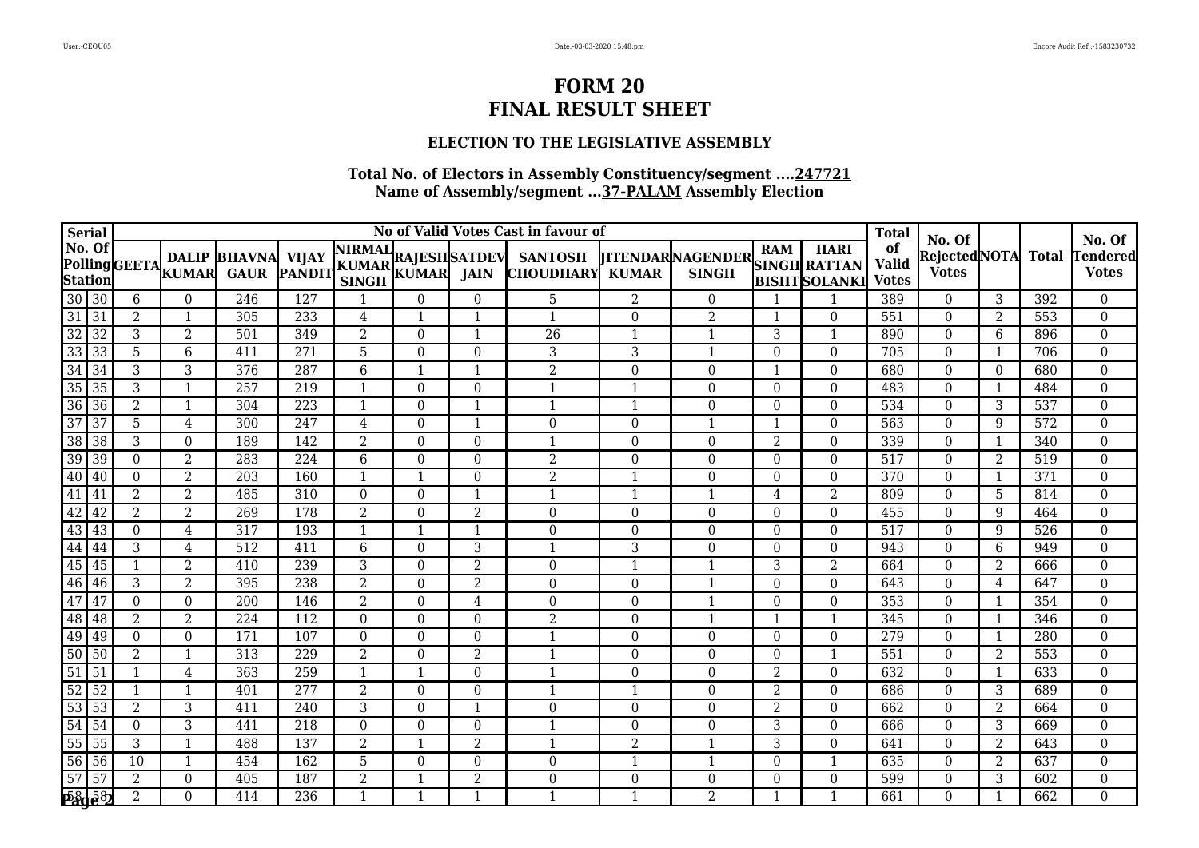# FORM 20
# FINAL RESULT SHEET

### ELECTION TO THE LEGISLATIVE ASSEMBLY

**Total No. of Electors in Assembly Constituency/segment ....247721**
**Name of Assembly/segment ...37-PALAM Assembly Election**

| Serial No. Of Polling Station | | No of Valid Votes Cast in favour of | | | | | | | | | | | | Total of Valid Votes | No. Of Rejected Votes | NOTA | Total | No. Of Tendered Votes |
|---|---|---|---|---|---|---|---|---|---|---|---|---|---|---|---|---|---|---|
| | | GEETA | DALIP KUMAR | BHAVNA GAUR | VIJAY PANDIT | NIRMAL KUMAR SINGH | RAJESH KUMAR | SATDEV JAIN | SANTOSH CHOUDHARY | JITENDAR KUMAR | NAGENDER SINGH | RAM SINGH BISHT | HARI RATTAN SOLANKI | | | | | |
| 30 | 30 | 6 | 0 | 246 | 127 | 1 | 0 | 0 | 5 | 2 | 0 | 1 | 1 | 389 | 0 | 3 | 392 | 0 |
| 31 | 31 | 2 | 1 | 305 | 233 | 4 | 1 | 1 | 1 | 0 | 2 | 1 | 0 | 551 | 0 | 2 | 553 | 0 |
| 32 | 32 | 3 | 2 | 501 | 349 | 2 | 0 | 1 | 26 | 1 | 1 | 3 | 1 | 890 | 0 | 6 | 896 | 0 |
| 33 | 33 | 5 | 6 | 411 | 271 | 5 | 0 | 0 | 3 | 3 | 1 | 0 | 0 | 705 | 0 | 1 | 706 | 0 |
| 34 | 34 | 3 | 3 | 376 | 287 | 6 | 1 | 1 | 2 | 0 | 0 | 1 | 0 | 680 | 0 | 0 | 680 | 0 |
| 35 | 35 | 3 | 1 | 257 | 219 | 1 | 0 | 0 | 1 | 1 | 0 | 0 | 0 | 483 | 0 | 1 | 484 | 0 |
| 36 | 36 | 2 | 1 | 304 | 223 | 1 | 0 | 1 | 1 | 1 | 0 | 0 | 0 | 534 | 0 | 3 | 537 | 0 |
| 37 | 37 | 5 | 4 | 300 | 247 | 4 | 0 | 1 | 0 | 0 | 1 | 1 | 0 | 563 | 0 | 9 | 572 | 0 |
| 38 | 38 | 3 | 0 | 189 | 142 | 2 | 0 | 0 | 1 | 0 | 0 | 2 | 0 | 339 | 0 | 1 | 340 | 0 |
| 39 | 39 | 0 | 2 | 283 | 224 | 6 | 0 | 0 | 2 | 0 | 0 | 0 | 0 | 517 | 0 | 2 | 519 | 0 |
| 40 | 40 | 0 | 2 | 203 | 160 | 1 | 1 | 0 | 2 | 1 | 0 | 0 | 0 | 370 | 0 | 1 | 371 | 0 |
| 41 | 41 | 2 | 2 | 485 | 310 | 0 | 0 | 1 | 1 | 1 | 1 | 4 | 2 | 809 | 0 | 5 | 814 | 0 |
| 42 | 42 | 2 | 2 | 269 | 178 | 2 | 0 | 2 | 0 | 0 | 0 | 0 | 0 | 455 | 0 | 9 | 464 | 0 |
| 43 | 43 | 0 | 4 | 317 | 193 | 1 | 1 | 1 | 0 | 0 | 0 | 0 | 0 | 517 | 0 | 9 | 526 | 0 |
| 44 | 44 | 3 | 4 | 512 | 411 | 6 | 0 | 3 | 1 | 3 | 0 | 0 | 0 | 943 | 0 | 6 | 949 | 0 |
| 45 | 45 | 1 | 2 | 410 | 239 | 3 | 0 | 2 | 0 | 1 | 1 | 3 | 2 | 664 | 0 | 2 | 666 | 0 |
| 46 | 46 | 3 | 2 | 395 | 238 | 2 | 0 | 2 | 0 | 0 | 1 | 0 | 0 | 643 | 0 | 4 | 647 | 0 |
| 47 | 47 | 0 | 0 | 200 | 146 | 2 | 0 | 4 | 0 | 0 | 1 | 0 | 0 | 353 | 0 | 1 | 354 | 0 |
| 48 | 48 | 2 | 2 | 224 | 112 | 0 | 0 | 0 | 2 | 0 | 1 | 1 | 1 | 345 | 0 | 1 | 346 | 0 |
| 49 | 49 | 0 | 0 | 171 | 107 | 0 | 0 | 0 | 1 | 0 | 0 | 0 | 0 | 279 | 0 | 1 | 280 | 0 |
| 50 | 50 | 2 | 1 | 313 | 229 | 2 | 0 | 2 | 1 | 0 | 0 | 0 | 1 | 551 | 0 | 2 | 553 | 0 |
| 51 | 51 | 1 | 4 | 363 | 259 | 1 | 1 | 0 | 1 | 0 | 0 | 2 | 0 | 632 | 0 | 1 | 633 | 0 |
| 52 | 52 | 1 | 1 | 401 | 277 | 2 | 0 | 0 | 1 | 1 | 0 | 2 | 0 | 686 | 0 | 3 | 689 | 0 |
| 53 | 53 | 2 | 3 | 411 | 240 | 3 | 0 | 1 | 0 | 0 | 0 | 2 | 0 | 662 | 0 | 2 | 664 | 0 |
| 54 | 54 | 0 | 3 | 441 | 218 | 0 | 0 | 0 | 1 | 0 | 0 | 3 | 0 | 666 | 0 | 3 | 669 | 0 |
| 55 | 55 | 3 | 1 | 488 | 137 | 2 | 1 | 2 | 1 | 2 | 1 | 3 | 0 | 641 | 0 | 2 | 643 | 0 |
| 56 | 56 | 10 | 1 | 454 | 162 | 5 | 0 | 0 | 0 | 1 | 1 | 0 | 1 | 635 | 0 | 2 | 637 | 0 |
| 57 | 57 | 2 | 0 | 405 | 187 | 2 | 1 | 2 | 0 | 0 | 0 | 0 | 0 | 599 | 0 | 3 | 602 | 0 |
| 58 | 58 | 2 | 0 | 414 | 236 | 1 | 1 | 1 | 1 | 1 | 2 | 1 | 1 | 661 | 0 | 1 | 662 | 0 |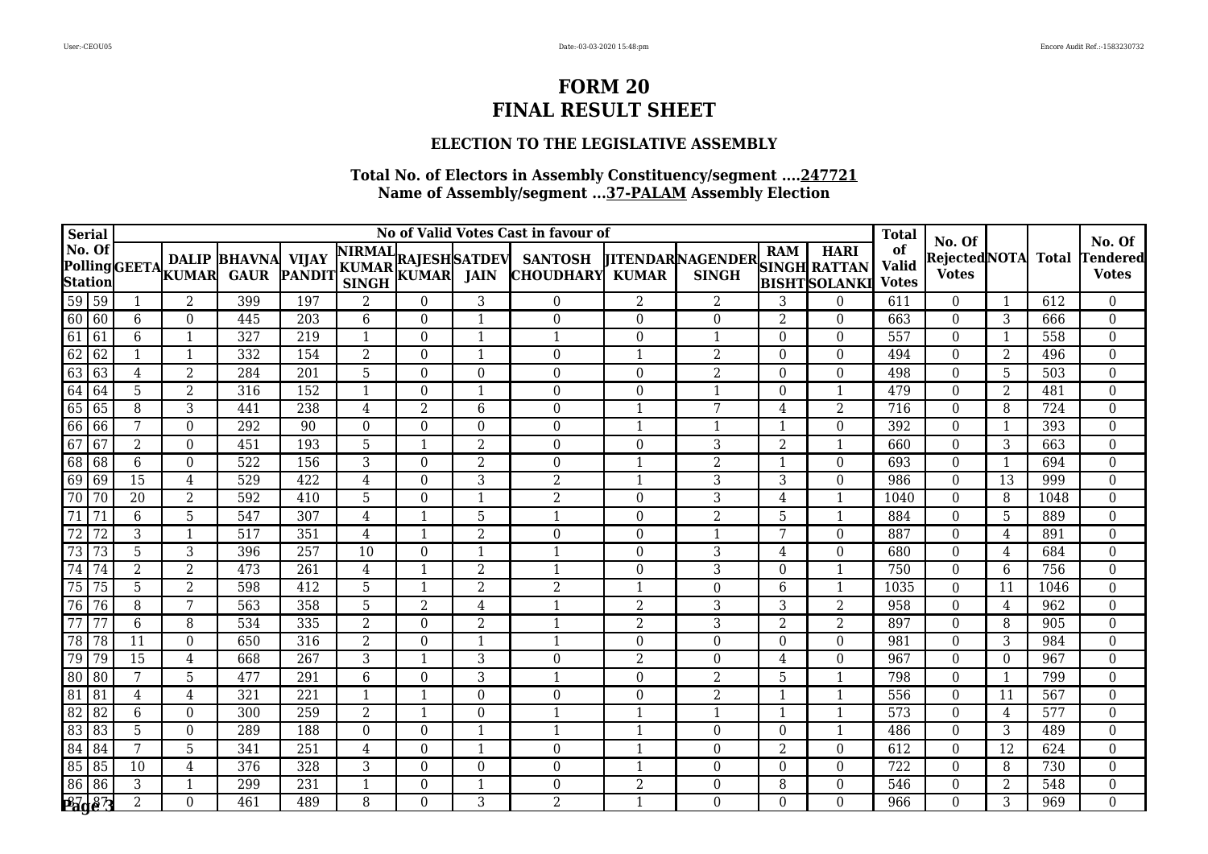# FORM 20
# FINAL RESULT SHEET

### ELECTION TO THE LEGISLATIVE ASSEMBLY

**Total No. of Electors in Assembly Constituency/segment ....247721**
**Name of Assembly/segment ...37-PALAM Assembly Election**

| Serial No. Of Polling Station | | No of Valid Votes Cast in favour of | | | | | | | | | | | | Total of Valid Votes | No. Of Rejected Votes | NOTA | Total | No. Of Tendered Votes |
|---|---|---|---|---|---|---|---|---|---|---|---|---|---|---|---|---|---|---|
| | | GEETA | DALIP KUMAR | BHAVNA GAUR | VIJAY PANDIT | NIRMAL KUMAR SINGH | RAJESH KUMAR | SATDEV JAIN | SANTOSH CHOUDHARY | JITENDAR KUMAR | NAGENDER SINGH | RAM SINGH BISHT | HARI RATTAN SOLANKI | | | | | |
| 59 | 59 | 1 | 2 | 399 | 197 | 2 | 0 | 3 | 0 | 2 | 2 | 3 | 0 | 611 | 0 | 1 | 612 | 0 |
| 60 | 60 | 6 | 0 | 445 | 203 | 6 | 0 | 1 | 0 | 0 | 0 | 2 | 0 | 663 | 0 | 3 | 666 | 0 |
| 61 | 61 | 6 | 1 | 327 | 219 | 1 | 0 | 1 | 1 | 0 | 1 | 0 | 0 | 557 | 0 | 1 | 558 | 0 |
| 62 | 62 | 1 | 1 | 332 | 154 | 2 | 0 | 1 | 0 | 1 | 2 | 0 | 0 | 494 | 0 | 2 | 496 | 0 |
| 63 | 63 | 4 | 2 | 284 | 201 | 5 | 0 | 0 | 0 | 0 | 2 | 0 | 0 | 498 | 0 | 5 | 503 | 0 |
| 64 | 64 | 5 | 2 | 316 | 152 | 1 | 0 | 1 | 0 | 0 | 1 | 0 | 1 | 479 | 0 | 2 | 481 | 0 |
| 65 | 65 | 8 | 3 | 441 | 238 | 4 | 2 | 6 | 0 | 1 | 7 | 4 | 2 | 716 | 0 | 8 | 724 | 0 |
| 66 | 66 | 7 | 0 | 292 | 90 | 0 | 0 | 0 | 0 | 1 | 1 | 1 | 0 | 392 | 0 | 1 | 393 | 0 |
| 67 | 67 | 2 | 0 | 451 | 193 | 5 | 1 | 2 | 0 | 0 | 3 | 2 | 1 | 660 | 0 | 3 | 663 | 0 |
| 68 | 68 | 6 | 0 | 522 | 156 | 3 | 0 | 2 | 0 | 1 | 2 | 1 | 0 | 693 | 0 | 1 | 694 | 0 |
| 69 | 69 | 15 | 4 | 529 | 422 | 4 | 0 | 3 | 2 | 1 | 3 | 3 | 0 | 986 | 0 | 13 | 999 | 0 |
| 70 | 70 | 20 | 2 | 592 | 410 | 5 | 0 | 1 | 2 | 0 | 3 | 4 | 1 | 1040 | 0 | 8 | 1048 | 0 |
| 71 | 71 | 6 | 5 | 547 | 307 | 4 | 1 | 5 | 1 | 0 | 2 | 5 | 1 | 884 | 0 | 5 | 889 | 0 |
| 72 | 72 | 3 | 1 | 517 | 351 | 4 | 1 | 2 | 0 | 0 | 1 | 7 | 0 | 887 | 0 | 4 | 891 | 0 |
| 73 | 73 | 5 | 3 | 396 | 257 | 10 | 0 | 1 | 1 | 0 | 3 | 4 | 0 | 680 | 0 | 4 | 684 | 0 |
| 74 | 74 | 2 | 2 | 473 | 261 | 4 | 1 | 2 | 1 | 0 | 3 | 0 | 1 | 750 | 0 | 6 | 756 | 0 |
| 75 | 75 | 5 | 2 | 598 | 412 | 5 | 1 | 2 | 2 | 1 | 0 | 6 | 1 | 1035 | 0 | 11 | 1046 | 0 |
| 76 | 76 | 8 | 7 | 563 | 358 | 5 | 2 | 4 | 1 | 2 | 3 | 3 | 2 | 958 | 0 | 4 | 962 | 0 |
| 77 | 77 | 6 | 8 | 534 | 335 | 2 | 0 | 2 | 1 | 2 | 3 | 2 | 2 | 897 | 0 | 8 | 905 | 0 |
| 78 | 78 | 11 | 0 | 650 | 316 | 2 | 0 | 1 | 1 | 0 | 0 | 0 | 0 | 981 | 0 | 3 | 984 | 0 |
| 79 | 79 | 15 | 4 | 668 | 267 | 3 | 1 | 3 | 0 | 2 | 0 | 4 | 0 | 967 | 0 | 0 | 967 | 0 |
| 80 | 80 | 7 | 5 | 477 | 291 | 6 | 0 | 3 | 1 | 0 | 2 | 5 | 1 | 798 | 0 | 1 | 799 | 0 |
| 81 | 81 | 4 | 4 | 321 | 221 | 1 | 1 | 0 | 0 | 0 | 2 | 1 | 1 | 556 | 0 | 11 | 567 | 0 |
| 82 | 82 | 6 | 0 | 300 | 259 | 2 | 1 | 0 | 1 | 1 | 1 | 1 | 1 | 573 | 0 | 4 | 577 | 0 |
| 83 | 83 | 5 | 0 | 289 | 188 | 0 | 0 | 1 | 1 | 1 | 0 | 0 | 1 | 486 | 0 | 3 | 489 | 0 |
| 84 | 84 | 7 | 5 | 341 | 251 | 4 | 0 | 1 | 0 | 1 | 0 | 2 | 0 | 612 | 0 | 12 | 624 | 0 |
| 85 | 85 | 10 | 4 | 376 | 328 | 3 | 0 | 0 | 0 | 1 | 0 | 0 | 0 | 722 | 0 | 8 | 730 | 0 |
| 86 | 86 | 3 | 1 | 299 | 231 | 1 | 0 | 1 | 0 | 2 | 0 | 8 | 0 | 546 | 0 | 2 | 548 | 0 |
| 87 | 87 | 2 | 0 | 461 | 489 | 8 | 0 | 3 | 2 | 1 | 0 | 0 | 0 | 966 | 0 | 3 | 969 | 0 |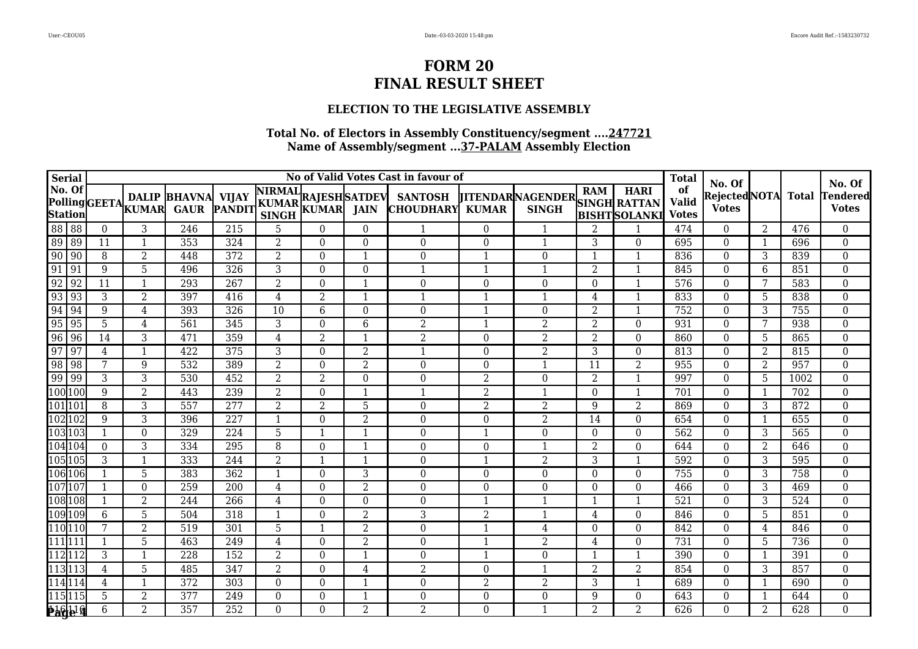# FORM 20
# FINAL RESULT SHEET

### ELECTION TO THE LEGISLATIVE ASSEMBLY

**Total No. of Electors in Assembly Constituency/segment ....247721**
**Name of Assembly/segment ...37-PALAM Assembly Election**

| Serial No. Of Polling Station | | No of Valid Votes Cast in favour of | | | | | | | | | | | | Total of Valid Votes | No. Of Rejected Votes | NOTA | Total | No. Of Tendered Votes |
|---|---|---|---|---|---|---|---|---|---|---|---|---|---|---|---|---|---|---|
| | | GEETA | DALIP KUMAR | BHAVNA GAUR | VIJAY PANDIT | NIRMAL KUMAR SINGH | RAJESH KUMAR | SATDEV JAIN | SANTOSH CHOUDHARY | JITENDAR KUMAR | NAGENDER SINGH | RAM SINGH BISHT | HARI RATTAN SOLANKI | | | | | |
| 88 | 88 | 0 | 3 | 246 | 215 | 5 | 0 | 0 | 1 | 0 | 1 | 2 | 1 | 474 | 0 | 2 | 476 | 0 |
| 89 | 89 | 11 | 1 | 353 | 324 | 2 | 0 | 0 | 0 | 0 | 1 | 3 | 0 | 695 | 0 | 1 | 696 | 0 |
| 90 | 90 | 8 | 2 | 448 | 372 | 2 | 0 | 1 | 0 | 1 | 0 | 1 | 1 | 836 | 0 | 3 | 839 | 0 |
| 91 | 91 | 9 | 5 | 496 | 326 | 3 | 0 | 0 | 1 | 1 | 1 | 2 | 1 | 845 | 0 | 6 | 851 | 0 |
| 92 | 92 | 11 | 1 | 293 | 267 | 2 | 0 | 1 | 0 | 0 | 0 | 0 | 1 | 576 | 0 | 7 | 583 | 0 |
| 93 | 93 | 3 | 2 | 397 | 416 | 4 | 2 | 1 | 1 | 1 | 1 | 4 | 1 | 833 | 0 | 5 | 838 | 0 |
| 94 | 94 | 9 | 4 | 393 | 326 | 10 | 6 | 0 | 0 | 1 | 0 | 2 | 1 | 752 | 0 | 3 | 755 | 0 |
| 95 | 95 | 5 | 4 | 561 | 345 | 3 | 0 | 6 | 2 | 1 | 2 | 2 | 0 | 931 | 0 | 7 | 938 | 0 |
| 96 | 96 | 14 | 3 | 471 | 359 | 4 | 2 | 1 | 2 | 0 | 2 | 2 | 0 | 860 | 0 | 5 | 865 | 0 |
| 97 | 97 | 4 | 1 | 422 | 375 | 3 | 0 | 2 | 1 | 0 | 2 | 3 | 0 | 813 | 0 | 2 | 815 | 0 |
| 98 | 98 | 7 | 9 | 532 | 389 | 2 | 0 | 2 | 0 | 0 | 1 | 11 | 2 | 955 | 0 | 2 | 957 | 0 |
| 99 | 99 | 3 | 3 | 530 | 452 | 2 | 2 | 0 | 0 | 2 | 0 | 2 | 1 | 997 | 0 | 5 | 1002 | 0 |
| 100 | 100 | 9 | 2 | 443 | 239 | 2 | 0 | 1 | 1 | 2 | 1 | 0 | 1 | 701 | 0 | 1 | 702 | 0 |
| 101 | 101 | 8 | 3 | 557 | 277 | 2 | 2 | 5 | 0 | 2 | 2 | 9 | 2 | 869 | 0 | 3 | 872 | 0 |
| 102 | 102 | 9 | 3 | 396 | 227 | 1 | 0 | 2 | 0 | 0 | 2 | 14 | 0 | 654 | 0 | 1 | 655 | 0 |
| 103 | 103 | 1 | 0 | 329 | 224 | 5 | 1 | 1 | 0 | 1 | 0 | 0 | 0 | 562 | 0 | 3 | 565 | 0 |
| 104 | 104 | 0 | 3 | 334 | 295 | 8 | 0 | 1 | 0 | 0 | 1 | 2 | 0 | 644 | 0 | 2 | 646 | 0 |
| 105 | 105 | 3 | 1 | 333 | 244 | 2 | 1 | 1 | 0 | 1 | 2 | 3 | 1 | 592 | 0 | 3 | 595 | 0 |
| 106 | 106 | 1 | 5 | 383 | 362 | 1 | 0 | 3 | 0 | 0 | 0 | 0 | 0 | 755 | 0 | 3 | 758 | 0 |
| 107 | 107 | 1 | 0 | 259 | 200 | 4 | 0 | 2 | 0 | 0 | 0 | 0 | 0 | 466 | 0 | 3 | 469 | 0 |
| 108 | 108 | 1 | 2 | 244 | 266 | 4 | 0 | 0 | 0 | 1 | 1 | 1 | 1 | 521 | 0 | 3 | 524 | 0 |
| 109 | 109 | 6 | 5 | 504 | 318 | 1 | 0 | 2 | 3 | 2 | 1 | 4 | 0 | 846 | 0 | 5 | 851 | 0 |
| 110 | 110 | 7 | 2 | 519 | 301 | 5 | 1 | 2 | 0 | 1 | 4 | 0 | 0 | 842 | 0 | 4 | 846 | 0 |
| 111 | 111 | 1 | 5 | 463 | 249 | 4 | 0 | 2 | 0 | 1 | 2 | 4 | 0 | 731 | 0 | 5 | 736 | 0 |
| 112 | 112 | 3 | 1 | 228 | 152 | 2 | 0 | 1 | 0 | 1 | 0 | 1 | 1 | 390 | 0 | 1 | 391 | 0 |
| 113 | 113 | 4 | 5 | 485 | 347 | 2 | 0 | 4 | 2 | 0 | 1 | 2 | 2 | 854 | 0 | 3 | 857 | 0 |
| 114 | 114 | 4 | 1 | 372 | 303 | 0 | 0 | 1 | 0 | 2 | 2 | 3 | 1 | 689 | 0 | 1 | 690 | 0 |
| 115 | 115 | 5 | 2 | 377 | 249 | 0 | 0 | 1 | 0 | 0 | 0 | 9 | 0 | 643 | 0 | 1 | 644 | 0 |
| 116 | 116 | 6 | 2 | 357 | 252 | 0 | 0 | 2 | 2 | 0 | 1 | 2 | 2 | 626 | 0 | 2 | 628 | 0 |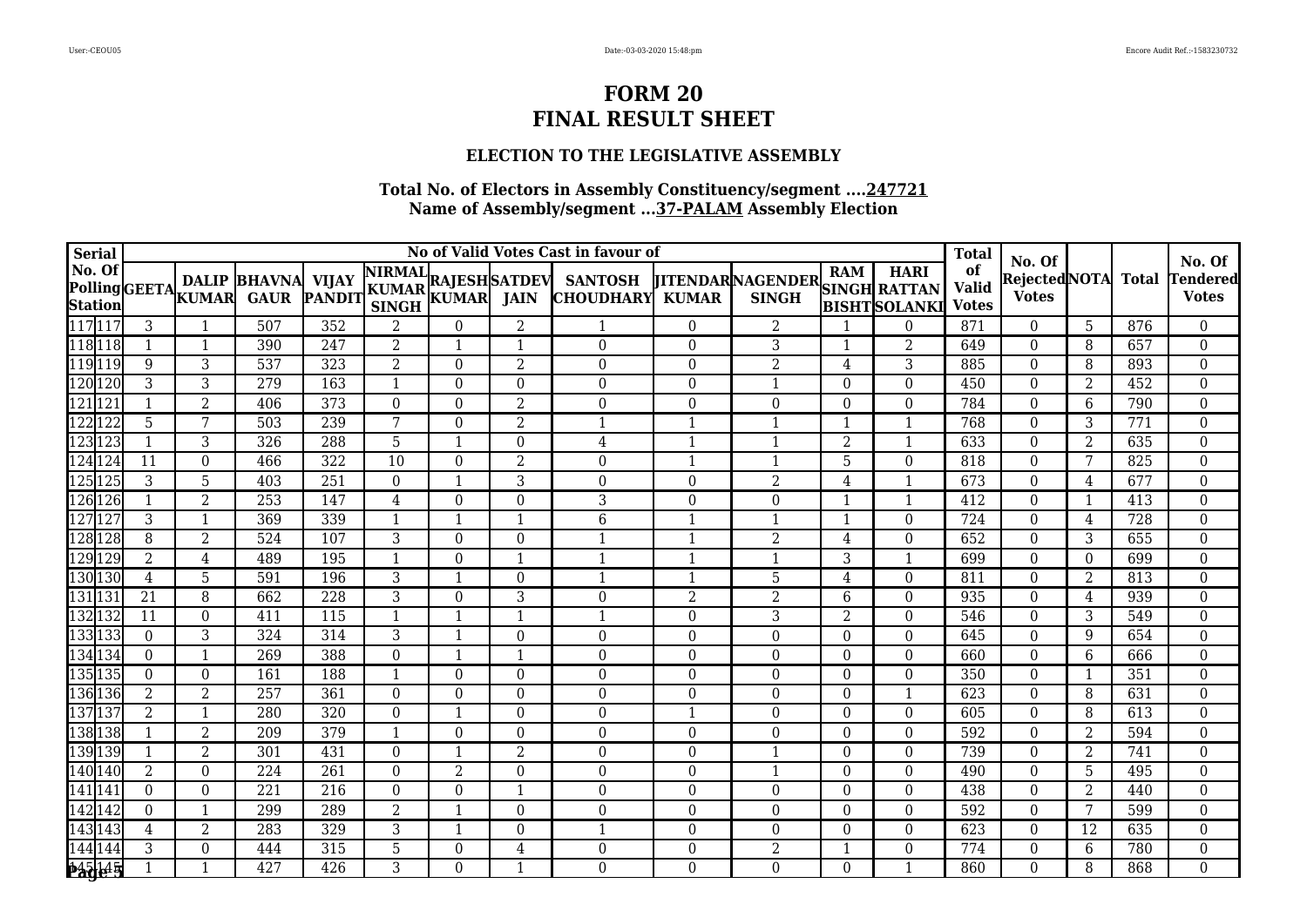# FORM 20
# FINAL RESULT SHEET

### ELECTION TO THE LEGISLATIVE ASSEMBLY

**Total No. of Electors in Assembly Constituency/segment ....247721**
**Name of Assembly/segment ...37-PALAM Assembly Election**

| Serial No. Of Polling Station | | No of Valid Votes Cast in favour of | | | | | | | | | | | | Total of Valid Votes | No. Of Rejected Votes | NOTA | Total | No. Of Tendered Votes |
|---|---|---|---|---|---|---|---|---|---|---|---|---|---|---|---|---|---|---|
| | | GEETA | DALIP KUMAR | BHAVNA GAUR | VIJAY PANDIT | NIRMAL KUMAR SINGH | RAJESH KUMAR | SATDEV JAIN | SANTOSH CHOUDHARY | JITENDAR KUMAR | NAGENDER SINGH | RAM SINGH BISHT | HARI RATTAN SOLANKI | | | | | |
| 117 | 117 | 3 | 1 | 507 | 352 | 2 | 0 | 2 | 1 | 0 | 2 | 1 | 0 | 871 | 0 | 5 | 876 | 0 |
| 118 | 118 | 1 | 1 | 390 | 247 | 2 | 1 | 1 | 0 | 0 | 3 | 1 | 2 | 649 | 0 | 8 | 657 | 0 |
| 119 | 119 | 9 | 3 | 537 | 323 | 2 | 0 | 2 | 0 | 0 | 2 | 4 | 3 | 885 | 0 | 8 | 893 | 0 |
| 120 | 120 | 3 | 3 | 279 | 163 | 1 | 0 | 0 | 0 | 0 | 1 | 0 | 0 | 450 | 0 | 2 | 452 | 0 |
| 121 | 121 | 1 | 2 | 406 | 373 | 0 | 0 | 2 | 0 | 0 | 0 | 0 | 0 | 784 | 0 | 6 | 790 | 0 |
| 122 | 122 | 5 | 7 | 503 | 239 | 7 | 0 | 2 | 1 | 1 | 1 | 1 | 1 | 768 | 0 | 3 | 771 | 0 |
| 123 | 123 | 1 | 3 | 326 | 288 | 5 | 1 | 0 | 4 | 1 | 1 | 2 | 1 | 633 | 0 | 2 | 635 | 0 |
| 124 | 124 | 11 | 0 | 466 | 322 | 10 | 0 | 2 | 0 | 1 | 1 | 5 | 0 | 818 | 0 | 7 | 825 | 0 |
| 125 | 125 | 3 | 5 | 403 | 251 | 0 | 1 | 3 | 0 | 0 | 2 | 4 | 1 | 673 | 0 | 4 | 677 | 0 |
| 126 | 126 | 1 | 2 | 253 | 147 | 4 | 0 | 0 | 3 | 0 | 0 | 1 | 1 | 412 | 0 | 1 | 413 | 0 |
| 127 | 127 | 3 | 1 | 369 | 339 | 1 | 1 | 1 | 6 | 1 | 1 | 1 | 0 | 724 | 0 | 4 | 728 | 0 |
| 128 | 128 | 8 | 2 | 524 | 107 | 3 | 0 | 0 | 1 | 1 | 2 | 4 | 0 | 652 | 0 | 3 | 655 | 0 |
| 129 | 129 | 2 | 4 | 489 | 195 | 1 | 0 | 1 | 1 | 1 | 1 | 3 | 1 | 699 | 0 | 0 | 699 | 0 |
| 130 | 130 | 4 | 5 | 591 | 196 | 3 | 1 | 0 | 1 | 1 | 5 | 4 | 0 | 811 | 0 | 2 | 813 | 0 |
| 131 | 131 | 21 | 8 | 662 | 228 | 3 | 0 | 3 | 0 | 2 | 2 | 6 | 0 | 935 | 0 | 4 | 939 | 0 |
| 132 | 132 | 11 | 0 | 411 | 115 | 1 | 1 | 1 | 1 | 0 | 3 | 2 | 0 | 546 | 0 | 3 | 549 | 0 |
| 133 | 133 | 0 | 3 | 324 | 314 | 3 | 1 | 0 | 0 | 0 | 0 | 0 | 0 | 645 | 0 | 9 | 654 | 0 |
| 134 | 134 | 0 | 1 | 269 | 388 | 0 | 1 | 1 | 0 | 0 | 0 | 0 | 0 | 660 | 0 | 6 | 666 | 0 |
| 135 | 135 | 0 | 0 | 161 | 188 | 1 | 0 | 0 | 0 | 0 | 0 | 0 | 0 | 350 | 0 | 1 | 351 | 0 |
| 136 | 136 | 2 | 2 | 257 | 361 | 0 | 0 | 0 | 0 | 0 | 0 | 0 | 1 | 623 | 0 | 8 | 631 | 0 |
| 137 | 137 | 2 | 1 | 280 | 320 | 0 | 1 | 0 | 0 | 1 | 0 | 0 | 0 | 605 | 0 | 8 | 613 | 0 |
| 138 | 138 | 1 | 2 | 209 | 379 | 1 | 0 | 0 | 0 | 0 | 0 | 0 | 0 | 592 | 0 | 2 | 594 | 0 |
| 139 | 139 | 1 | 2 | 301 | 431 | 0 | 1 | 2 | 0 | 0 | 1 | 0 | 0 | 739 | 0 | 2 | 741 | 0 |
| 140 | 140 | 2 | 0 | 224 | 261 | 0 | 2 | 0 | 0 | 0 | 1 | 0 | 0 | 490 | 0 | 5 | 495 | 0 |
| 141 | 141 | 0 | 0 | 221 | 216 | 0 | 0 | 1 | 0 | 0 | 0 | 0 | 0 | 438 | 0 | 2 | 440 | 0 |
| 142 | 142 | 0 | 1 | 299 | 289 | 2 | 1 | 0 | 0 | 0 | 0 | 0 | 0 | 592 | 0 | 7 | 599 | 0 |
| 143 | 143 | 4 | 2 | 283 | 329 | 3 | 1 | 0 | 1 | 0 | 0 | 0 | 0 | 623 | 0 | 12 | 635 | 0 |
| 144 | 144 | 3 | 0 | 444 | 315 | 5 | 0 | 4 | 0 | 0 | 2 | 1 | 0 | 774 | 0 | 6 | 780 | 0 |
| 145 | 145 | 1 | 1 | 427 | 426 | 3 | 0 | 1 | 0 | 0 | 0 | 0 | 1 | 860 | 0 | 8 | 868 | 0 |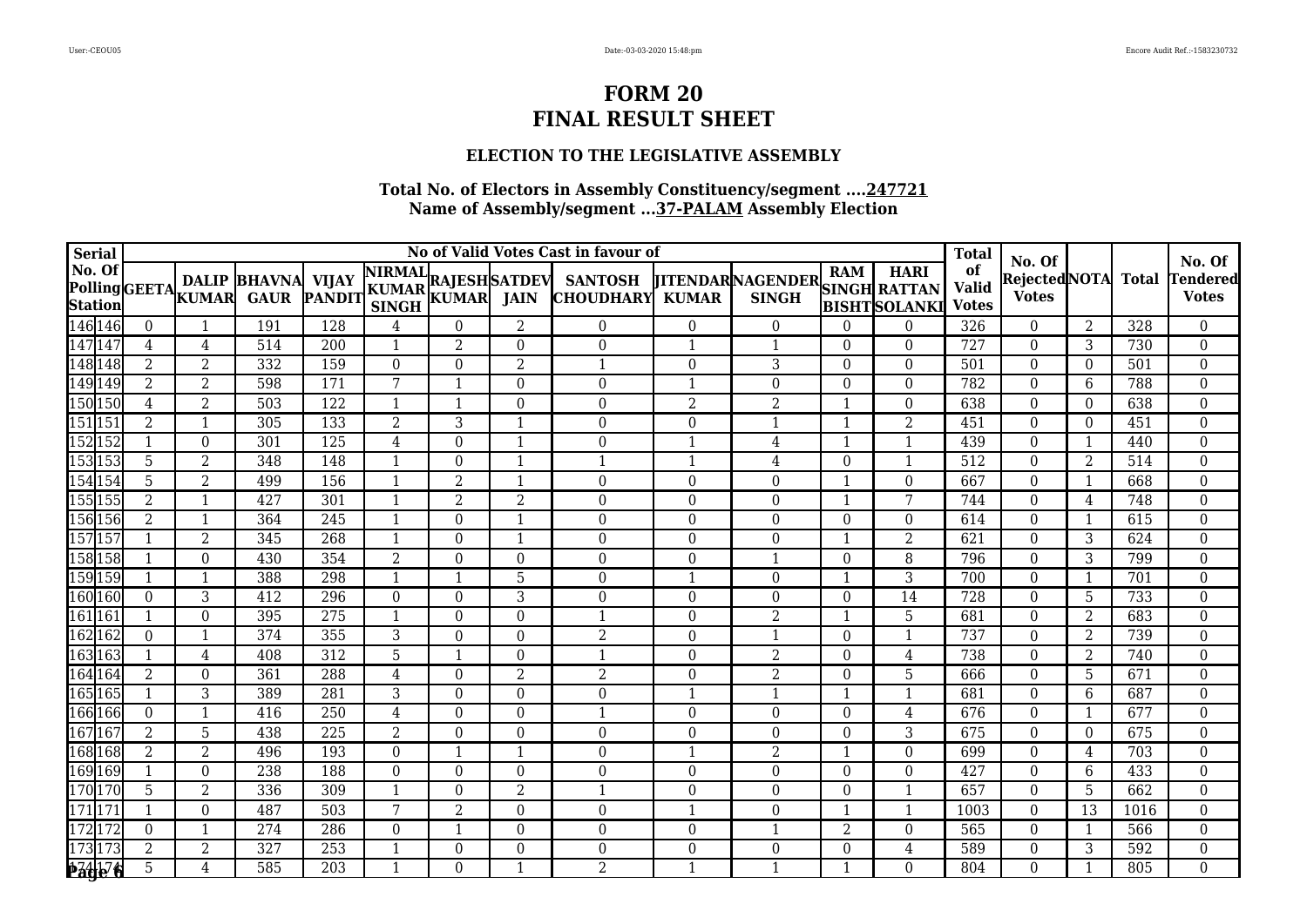# FORM 20
# FINAL RESULT SHEET

### ELECTION TO THE LEGISLATIVE ASSEMBLY

**Total No. of Electors in Assembly Constituency/segment ....247721**
**Name of Assembly/segment ...37-PALAM Assembly Election**

| Serial No. Of Polling Station | | No of Valid Votes Cast in favour of | | | | | | | | | | | | Total of Valid Votes | No. Of Rejected Votes | NOTA | Total | No. Of Tendered Votes |
|---|---|---|---|---|---|---|---|---|---|---|---|---|---|---|---|---|---|---|
| | | GEETA | DALIP KUMAR | BHAVNA GAUR | VIJAY PANDIT | NIRMAL KUMAR SINGH | RAJESH KUMAR | SATDEV JAIN | SANTOSH CHOUDHARY | JITENDAR KUMAR | NAGENDER SINGH | RAM SINGH BISHT | HARI RATTAN SOLANKI | | | | | |
| 146 | 146 | 0 | 1 | 191 | 128 | 4 | 0 | 2 | 0 | 0 | 0 | 0 | 0 | 326 | 0 | 2 | 328 | 0 |
| 147 | 147 | 4 | 4 | 514 | 200 | 1 | 2 | 0 | 0 | 1 | 1 | 0 | 0 | 727 | 0 | 3 | 730 | 0 |
| 148 | 148 | 2 | 2 | 332 | 159 | 0 | 0 | 2 | 1 | 0 | 3 | 0 | 0 | 501 | 0 | 0 | 501 | 0 |
| 149 | 149 | 2 | 2 | 598 | 171 | 7 | 1 | 0 | 0 | 1 | 0 | 0 | 0 | 782 | 0 | 6 | 788 | 0 |
| 150 | 150 | 4 | 2 | 503 | 122 | 1 | 1 | 0 | 0 | 2 | 2 | 1 | 0 | 638 | 0 | 0 | 638 | 0 |
| 151 | 151 | 2 | 1 | 305 | 133 | 2 | 3 | 1 | 0 | 0 | 1 | 1 | 2 | 451 | 0 | 0 | 451 | 0 |
| 152 | 152 | 1 | 0 | 301 | 125 | 4 | 0 | 1 | 0 | 1 | 4 | 1 | 1 | 439 | 0 | 1 | 440 | 0 |
| 153 | 153 | 5 | 2 | 348 | 148 | 1 | 0 | 1 | 1 | 1 | 4 | 0 | 1 | 512 | 0 | 2 | 514 | 0 |
| 154 | 154 | 5 | 2 | 499 | 156 | 1 | 2 | 1 | 0 | 0 | 0 | 1 | 0 | 667 | 0 | 1 | 668 | 0 |
| 155 | 155 | 2 | 1 | 427 | 301 | 1 | 2 | 2 | 0 | 0 | 0 | 1 | 7 | 744 | 0 | 4 | 748 | 0 |
| 156 | 156 | 2 | 1 | 364 | 245 | 1 | 0 | 1 | 0 | 0 | 0 | 0 | 0 | 614 | 0 | 1 | 615 | 0 |
| 157 | 157 | 1 | 2 | 345 | 268 | 1 | 0 | 1 | 0 | 0 | 0 | 1 | 2 | 621 | 0 | 3 | 624 | 0 |
| 158 | 158 | 1 | 0 | 430 | 354 | 2 | 0 | 0 | 0 | 0 | 1 | 0 | 8 | 796 | 0 | 3 | 799 | 0 |
| 159 | 159 | 1 | 1 | 388 | 298 | 1 | 1 | 5 | 0 | 1 | 0 | 1 | 3 | 700 | 0 | 1 | 701 | 0 |
| 160 | 160 | 0 | 3 | 412 | 296 | 0 | 0 | 3 | 0 | 0 | 0 | 0 | 14 | 728 | 0 | 5 | 733 | 0 |
| 161 | 161 | 1 | 0 | 395 | 275 | 1 | 0 | 0 | 1 | 0 | 2 | 1 | 5 | 681 | 0 | 2 | 683 | 0 |
| 162 | 162 | 0 | 1 | 374 | 355 | 3 | 0 | 0 | 2 | 0 | 1 | 0 | 1 | 737 | 0 | 2 | 739 | 0 |
| 163 | 163 | 1 | 4 | 408 | 312 | 5 | 1 | 0 | 1 | 0 | 2 | 0 | 4 | 738 | 0 | 2 | 740 | 0 |
| 164 | 164 | 2 | 0 | 361 | 288 | 4 | 0 | 2 | 2 | 0 | 2 | 0 | 5 | 666 | 0 | 5 | 671 | 0 |
| 165 | 165 | 1 | 3 | 389 | 281 | 3 | 0 | 0 | 0 | 1 | 1 | 1 | 1 | 681 | 0 | 6 | 687 | 0 |
| 166 | 166 | 0 | 1 | 416 | 250 | 4 | 0 | 0 | 1 | 0 | 0 | 0 | 4 | 676 | 0 | 1 | 677 | 0 |
| 167 | 167 | 2 | 5 | 438 | 225 | 2 | 0 | 0 | 0 | 0 | 0 | 0 | 3 | 675 | 0 | 0 | 675 | 0 |
| 168 | 168 | 2 | 2 | 496 | 193 | 0 | 1 | 1 | 0 | 1 | 2 | 1 | 0 | 699 | 0 | 4 | 703 | 0 |
| 169 | 169 | 1 | 0 | 238 | 188 | 0 | 0 | 0 | 0 | 0 | 0 | 0 | 0 | 427 | 0 | 6 | 433 | 0 |
| 170 | 170 | 5 | 2 | 336 | 309 | 1 | 0 | 2 | 1 | 0 | 0 | 0 | 1 | 657 | 0 | 5 | 662 | 0 |
| 171 | 171 | 1 | 0 | 487 | 503 | 7 | 2 | 0 | 0 | 1 | 0 | 1 | 1 | 1003 | 0 | 13 | 1016 | 0 |
| 172 | 172 | 0 | 1 | 274 | 286 | 0 | 1 | 0 | 0 | 0 | 1 | 2 | 0 | 565 | 0 | 1 | 566 | 0 |
| 173 | 173 | 2 | 2 | 327 | 253 | 1 | 0 | 0 | 0 | 0 | 0 | 0 | 4 | 589 | 0 | 3 | 592 | 0 |
| 174 | 174 | 5 | 4 | 585 | 203 | 1 | 0 | 1 | 2 | 1 | 1 | 1 | 0 | 804 | 0 | 1 | 805 | 0 |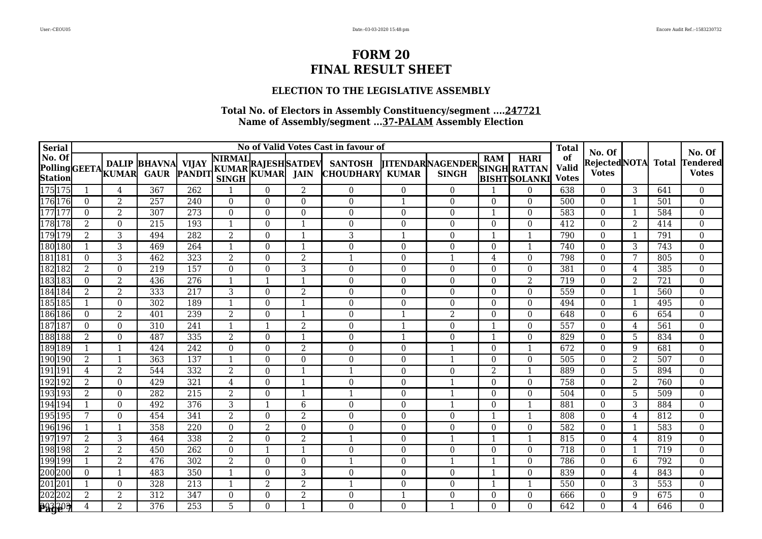# FORM 20
# FINAL RESULT SHEET

### ELECTION TO THE LEGISLATIVE ASSEMBLY

**Total No. of Electors in Assembly Constituency/segment ....247721**
**Name of Assembly/segment ...37-PALAM Assembly Election**

| Serial No. Of Polling Station | | No of Valid Votes Cast in favour of | | | | | | | | | | | | Total of Valid Votes | No. Of Rejected Votes | NOTA | Total | No. Of Tendered Votes |
|---|---|---|---|---|---|---|---|---|---|---|---|---|---|---|---|---|---|---|
| | | GEETA | DALIP KUMAR | BHAVNA GAUR | VIJAY PANDIT | NIRMAL KUMAR SINGH | RAJESH KUMAR | SATDEV JAIN | SANTOSH CHOUDHARY | JITENDAR KUMAR | NAGENDER SINGH | RAM SINGH BISHT | HARI RATTAN SOLANKI | | | | | |
| 175 | 175 | 1 | 4 | 367 | 262 | 1 | 0 | 2 | 0 | 0 | 0 | 1 | 0 | 638 | 0 | 3 | 641 | 0 |
| 176 | 176 | 0 | 2 | 257 | 240 | 0 | 0 | 0 | 0 | 1 | 0 | 0 | 0 | 500 | 0 | 1 | 501 | 0 |
| 177 | 177 | 0 | 2 | 307 | 273 | 0 | 0 | 0 | 0 | 0 | 0 | 1 | 0 | 583 | 0 | 1 | 584 | 0 |
| 178 | 178 | 2 | 0 | 215 | 193 | 1 | 0 | 1 | 0 | 0 | 0 | 0 | 0 | 412 | 0 | 2 | 414 | 0 |
| 179 | 179 | 2 | 3 | 494 | 282 | 2 | 0 | 1 | 3 | 1 | 0 | 1 | 1 | 790 | 0 | 1 | 791 | 0 |
| 180 | 180 | 1 | 3 | 469 | 264 | 1 | 0 | 1 | 0 | 0 | 0 | 0 | 1 | 740 | 0 | 3 | 743 | 0 |
| 181 | 181 | 0 | 3 | 462 | 323 | 2 | 0 | 2 | 1 | 0 | 1 | 4 | 0 | 798 | 0 | 7 | 805 | 0 |
| 182 | 182 | 2 | 0 | 219 | 157 | 0 | 0 | 3 | 0 | 0 | 0 | 0 | 0 | 381 | 0 | 4 | 385 | 0 |
| 183 | 183 | 0 | 2 | 436 | 276 | 1 | 1 | 1 | 0 | 0 | 0 | 0 | 2 | 719 | 0 | 2 | 721 | 0 |
| 184 | 184 | 2 | 2 | 333 | 217 | 3 | 0 | 2 | 0 | 0 | 0 | 0 | 0 | 559 | 0 | 1 | 560 | 0 |
| 185 | 185 | 1 | 0 | 302 | 189 | 1 | 0 | 1 | 0 | 0 | 0 | 0 | 0 | 494 | 0 | 1 | 495 | 0 |
| 186 | 186 | 0 | 2 | 401 | 239 | 2 | 0 | 1 | 0 | 1 | 2 | 0 | 0 | 648 | 0 | 6 | 654 | 0 |
| 187 | 187 | 0 | 0 | 310 | 241 | 1 | 1 | 2 | 0 | 1 | 0 | 1 | 0 | 557 | 0 | 4 | 561 | 0 |
| 188 | 188 | 2 | 0 | 487 | 335 | 2 | 0 | 1 | 0 | 1 | 0 | 1 | 0 | 829 | 0 | 5 | 834 | 0 |
| 189 | 189 | 1 | 1 | 424 | 242 | 0 | 0 | 2 | 0 | 0 | 1 | 0 | 1 | 672 | 0 | 9 | 681 | 0 |
| 190 | 190 | 2 | 1 | 363 | 137 | 1 | 0 | 0 | 0 | 0 | 1 | 0 | 0 | 505 | 0 | 2 | 507 | 0 |
| 191 | 191 | 4 | 2 | 544 | 332 | 2 | 0 | 1 | 1 | 0 | 0 | 2 | 1 | 889 | 0 | 5 | 894 | 0 |
| 192 | 192 | 2 | 0 | 429 | 321 | 4 | 0 | 1 | 0 | 0 | 1 | 0 | 0 | 758 | 0 | 2 | 760 | 0 |
| 193 | 193 | 2 | 0 | 282 | 215 | 2 | 0 | 1 | 1 | 0 | 1 | 0 | 0 | 504 | 0 | 5 | 509 | 0 |
| 194 | 194 | 1 | 0 | 492 | 376 | 3 | 1 | 6 | 0 | 0 | 1 | 0 | 1 | 881 | 0 | 3 | 884 | 0 |
| 195 | 195 | 7 | 0 | 454 | 341 | 2 | 0 | 2 | 0 | 0 | 0 | 1 | 1 | 808 | 0 | 4 | 812 | 0 |
| 196 | 196 | 1 | 1 | 358 | 220 | 0 | 2 | 0 | 0 | 0 | 0 | 0 | 0 | 582 | 0 | 1 | 583 | 0 |
| 197 | 197 | 2 | 3 | 464 | 338 | 2 | 0 | 2 | 1 | 0 | 1 | 1 | 1 | 815 | 0 | 4 | 819 | 0 |
| 198 | 198 | 2 | 2 | 450 | 262 | 0 | 1 | 1 | 0 | 0 | 0 | 0 | 0 | 718 | 0 | 1 | 719 | 0 |
| 199 | 199 | 1 | 2 | 476 | 302 | 2 | 0 | 0 | 1 | 0 | 1 | 1 | 0 | 786 | 0 | 6 | 792 | 0 |
| 200 | 200 | 0 | 1 | 483 | 350 | 1 | 0 | 3 | 0 | 0 | 0 | 1 | 0 | 839 | 0 | 4 | 843 | 0 |
| 201 | 201 | 1 | 0 | 328 | 213 | 1 | 2 | 2 | 1 | 0 | 0 | 1 | 1 | 550 | 0 | 3 | 553 | 0 |
| 202 | 202 | 2 | 2 | 312 | 347 | 0 | 0 | 2 | 0 | 1 | 0 | 0 | 0 | 666 | 0 | 9 | 675 | 0 |
| 203 | 203 | 4 | 2 | 376 | 253 | 5 | 0 | 1 | 0 | 0 | 1 | 0 | 0 | 642 | 0 | 4 | 646 | 0 |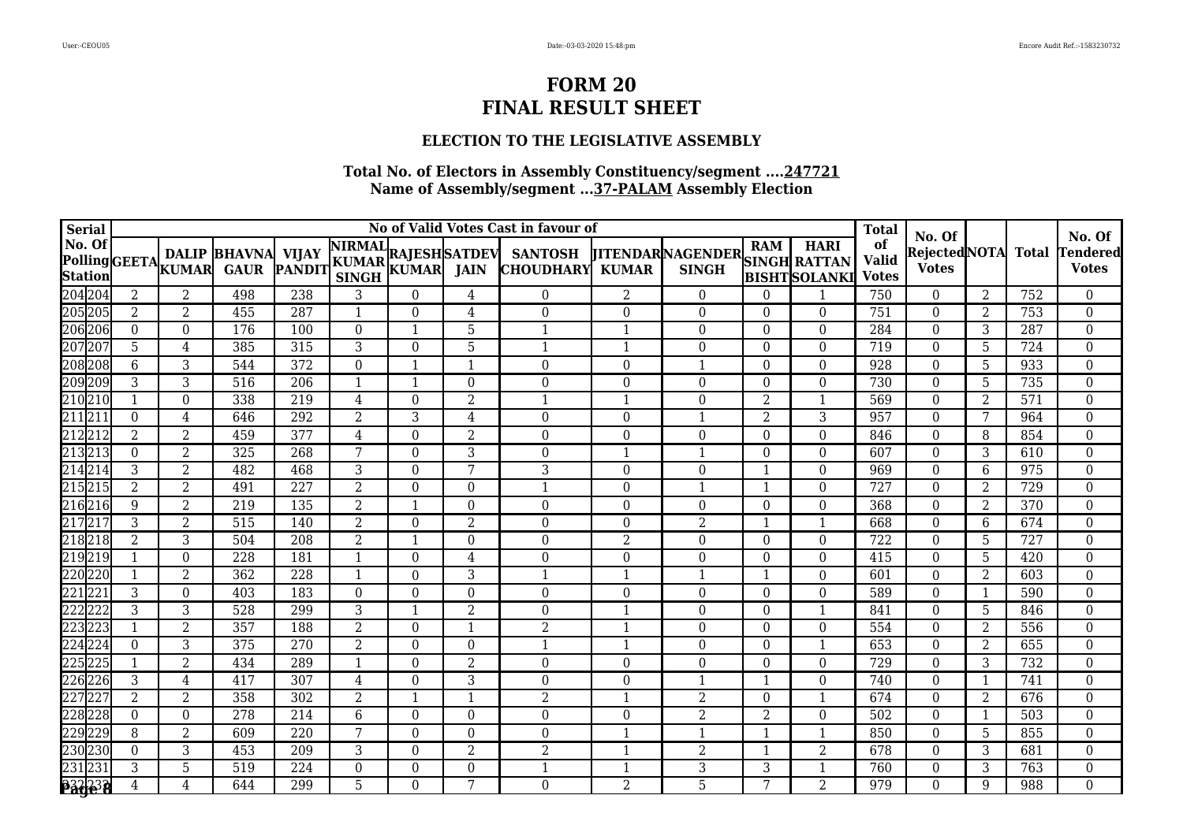# FORM 20

# FINAL RESULT SHEET

### ELECTION TO THE LEGISLATIVE ASSEMBLY

**Total No. of Electors in Assembly Constituency/segment ....247721**
**Name of Assembly/segment ...37-PALAM Assembly Election**

| Serial No. Of Polling Station | | No of Valid Votes Cast in favour of | | | | | | | | | | | | Total of Valid Votes | No. Of Rejected Votes | NOTA | Total | No. Of Tendered Votes |
|---|---|---|---|---|---|---|---|---|---|---|---|---|---|---|---|---|---|---|
| | | GEETA | DALIP KUMAR | BHAVNA GAUR | VIJAY PANDIT | NIRMAL KUMAR SINGH | RAJESH KUMAR | SATDEV JAIN | SANTOSH CHOUDHARY | JITENDAR KUMAR | NAGENDER SINGH | RAM SINGH BISHT | HARI RATTAN SOLANKI | | | | | |
| 204 | 204 | 2 | 2 | 498 | 238 | 3 | 0 | 4 | 0 | 2 | 0 | 0 | 1 | 750 | 0 | 2 | 752 | 0 |
| 205 | 205 | 2 | 2 | 455 | 287 | 1 | 0 | 4 | 0 | 0 | 0 | 0 | 0 | 751 | 0 | 2 | 753 | 0 |
| 206 | 206 | 0 | 0 | 176 | 100 | 0 | 1 | 5 | 1 | 1 | 0 | 0 | 0 | 284 | 0 | 3 | 287 | 0 |
| 207 | 207 | 5 | 4 | 385 | 315 | 3 | 0 | 5 | 1 | 1 | 0 | 0 | 0 | 719 | 0 | 5 | 724 | 0 |
| 208 | 208 | 6 | 3 | 544 | 372 | 0 | 1 | 1 | 0 | 0 | 1 | 0 | 0 | 928 | 0 | 5 | 933 | 0 |
| 209 | 209 | 3 | 3 | 516 | 206 | 1 | 1 | 0 | 0 | 0 | 0 | 0 | 0 | 730 | 0 | 5 | 735 | 0 |
| 210 | 210 | 1 | 0 | 338 | 219 | 4 | 0 | 2 | 1 | 1 | 0 | 2 | 1 | 569 | 0 | 2 | 571 | 0 |
| 211 | 211 | 0 | 4 | 646 | 292 | 2 | 3 | 4 | 0 | 0 | 1 | 2 | 3 | 957 | 0 | 7 | 964 | 0 |
| 212 | 212 | 2 | 2 | 459 | 377 | 4 | 0 | 2 | 0 | 0 | 0 | 0 | 0 | 846 | 0 | 8 | 854 | 0 |
| 213 | 213 | 0 | 2 | 325 | 268 | 7 | 0 | 3 | 0 | 1 | 1 | 0 | 0 | 607 | 0 | 3 | 610 | 0 |
| 214 | 214 | 3 | 2 | 482 | 468 | 3 | 0 | 7 | 3 | 0 | 0 | 1 | 0 | 969 | 0 | 6 | 975 | 0 |
| 215 | 215 | 2 | 2 | 491 | 227 | 2 | 0 | 0 | 1 | 0 | 1 | 1 | 0 | 727 | 0 | 2 | 729 | 0 |
| 216 | 216 | 9 | 2 | 219 | 135 | 2 | 1 | 0 | 0 | 0 | 0 | 0 | 0 | 368 | 0 | 2 | 370 | 0 |
| 217 | 217 | 3 | 2 | 515 | 140 | 2 | 0 | 2 | 0 | 0 | 2 | 1 | 1 | 668 | 0 | 6 | 674 | 0 |
| 218 | 218 | 2 | 3 | 504 | 208 | 2 | 1 | 0 | 0 | 2 | 0 | 0 | 0 | 722 | 0 | 5 | 727 | 0 |
| 219 | 219 | 1 | 0 | 228 | 181 | 1 | 0 | 4 | 0 | 0 | 0 | 0 | 0 | 415 | 0 | 5 | 420 | 0 |
| 220 | 220 | 1 | 2 | 362 | 228 | 1 | 0 | 3 | 1 | 1 | 1 | 1 | 0 | 601 | 0 | 2 | 603 | 0 |
| 221 | 221 | 3 | 0 | 403 | 183 | 0 | 0 | 0 | 0 | 0 | 0 | 0 | 0 | 589 | 0 | 1 | 590 | 0 |
| 222 | 222 | 3 | 3 | 528 | 299 | 3 | 1 | 2 | 0 | 1 | 0 | 0 | 1 | 841 | 0 | 5 | 846 | 0 |
| 223 | 223 | 1 | 2 | 357 | 188 | 2 | 0 | 1 | 2 | 1 | 0 | 0 | 0 | 554 | 0 | 2 | 556 | 0 |
| 224 | 224 | 0 | 3 | 375 | 270 | 2 | 0 | 0 | 1 | 1 | 0 | 0 | 1 | 653 | 0 | 2 | 655 | 0 |
| 225 | 225 | 1 | 2 | 434 | 289 | 1 | 0 | 2 | 0 | 0 | 0 | 0 | 0 | 729 | 0 | 3 | 732 | 0 |
| 226 | 226 | 3 | 4 | 417 | 307 | 4 | 0 | 3 | 0 | 0 | 1 | 1 | 0 | 740 | 0 | 1 | 741 | 0 |
| 227 | 227 | 2 | 2 | 358 | 302 | 2 | 1 | 1 | 2 | 1 | 2 | 0 | 1 | 674 | 0 | 2 | 676 | 0 |
| 228 | 228 | 0 | 0 | 278 | 214 | 6 | 0 | 0 | 0 | 0 | 2 | 2 | 0 | 502 | 0 | 1 | 503 | 0 |
| 229 | 229 | 8 | 2 | 609 | 220 | 7 | 0 | 0 | 0 | 1 | 1 | 1 | 1 | 850 | 0 | 5 | 855 | 0 |
| 230 | 230 | 0 | 3 | 453 | 209 | 3 | 0 | 2 | 2 | 1 | 2 | 1 | 2 | 678 | 0 | 3 | 681 | 0 |
| 231 | 231 | 3 | 5 | 519 | 224 | 0 | 0 | 0 | 1 | 1 | 3 | 3 | 1 | 760 | 0 | 3 | 763 | 0 |
| 232 | 232 | 4 | 4 | 644 | 299 | 5 | 0 | 7 | 0 | 2 | 5 | 7 | 2 | 979 | 0 | 9 | 988 | 0 |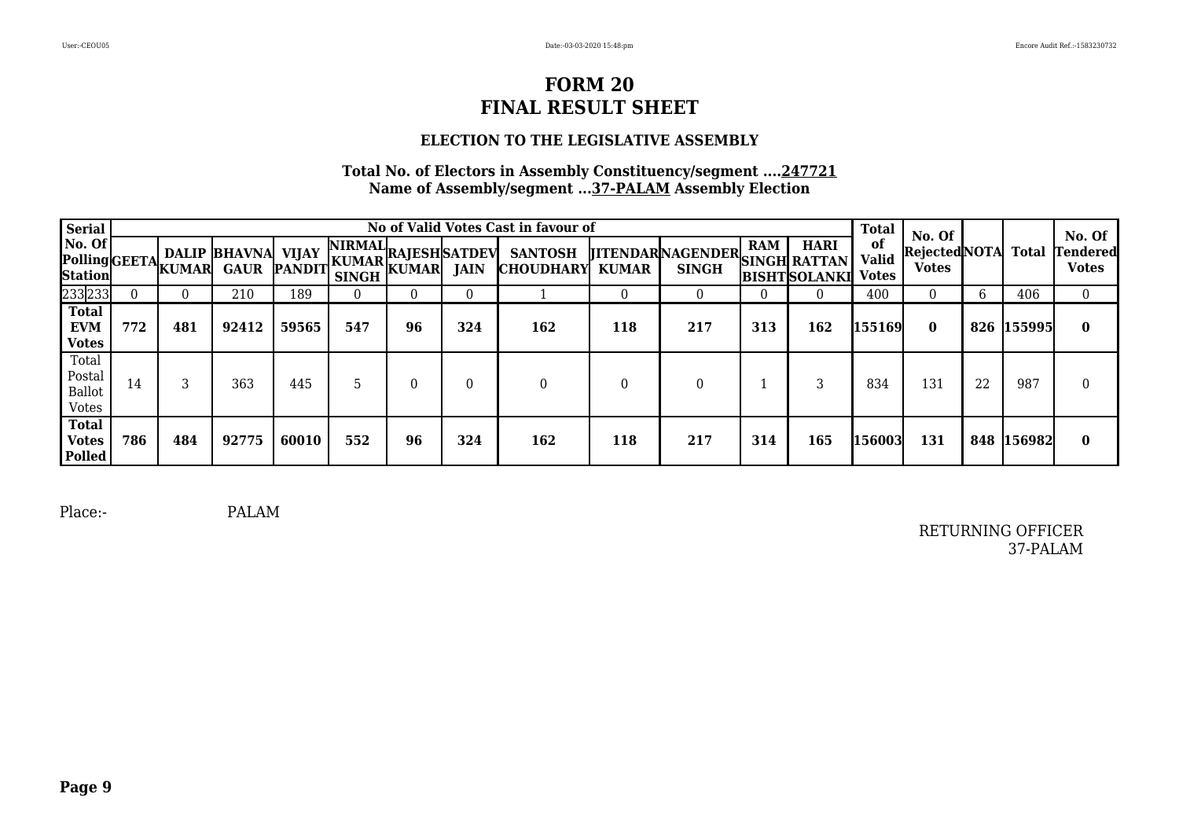# FORM 20
# FINAL RESULT SHEET

### ELECTION TO THE LEGISLATIVE ASSEMBLY

**Total No. of Electors in Assembly Constituency/segment ....247721**
**Name of Assembly/segment ...37-PALAM Assembly Election**

| Serial No. Of Polling Station | | No of Valid Votes Cast in favour of | | | | | | | | | | | | Total of Valid Votes | No. Of Rejected Votes | NOTA | Total | No. Of Tendered Votes |
|---|---|---|---|---|---|---|---|---|---|---|---|---|---|---|---|---|---|---|
| | | GEETA | DALIP KUMAR | BHAVNA GAUR | VIJAY PANDIT | NIRMAL KUMAR SINGH | RAJESH KUMAR | SATDEV JAIN | SANTOSH CHOUDHARY | JITENDAR KUMAR | NAGENDER SINGH | RAM SINGH BISHT | HARI RATTAN SOLANKI | | | | | |
| 233 | 233 | 0 | 0 | 210 | 189 | 0 | 0 | 0 | 1 | 0 | 0 | 0 | 0 | 400 | 0 | 6 | 406 | 0 |
| **Total EVM Votes** | | **772** | **481** | **92412** | **59565** | **547** | **96** | **324** | **162** | **118** | **217** | **313** | **162** | **155169** | **0** | **826** | **155995** | **0** |
| Total Postal Ballot Votes | | 14 | 3 | 363 | 445 | 5 | 0 | 0 | 0 | 0 | 0 | 1 | 3 | 834 | 131 | 22 | 987 | 0 |
| **Total Votes Polled** | | **786** | **484** | **92775** | **60010** | **552** | **96** | **324** | **162** | **118** | **217** | **314** | **165** | **156003** | **131** | **848** | **156982** | **0** |

Place:- PALAM

RETURNING OFFICER
37-PALAM